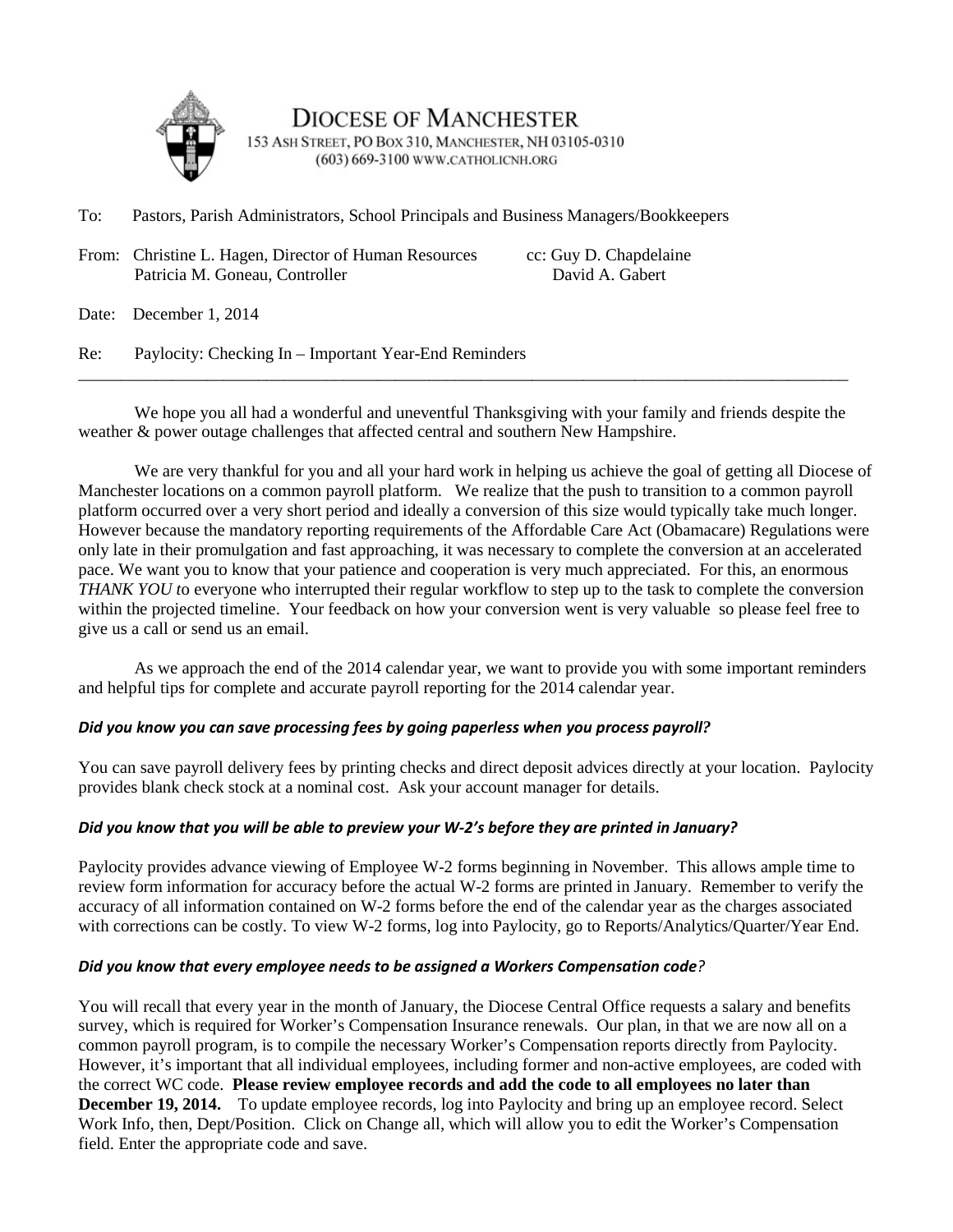# DIOCESE OF MANCHESTER

153 ASH STREET, PO BOX 310, MANCHESTER, NH 03105-0310
(603) 669-3100 WWW.CATHOLICNH.ORG

To: Pastors, Parish Administrators, School Principals and Business Managers/Bookkeepers

From: Christine L. Hagen, Director of Human Resources
Patricia M. Goneau, Controller

cc: Guy D. Chapdelaine
David A. Gabert

Date: December 1, 2014

Re: Paylocity: Checking In – Important Year-End Reminders

---

We hope you all had a wonderful and uneventful Thanksgiving with your family and friends despite the weather & power outage challenges that affected central and southern New Hampshire.

We are very thankful for you and all your hard work in helping us achieve the goal of getting all Diocese of Manchester locations on a common payroll platform. We realize that the push to transition to a common payroll platform occurred over a very short period and ideally a conversion of this size would typically take much longer. However because the mandatory reporting requirements of the Affordable Care Act (Obamacare) Regulations were only late in their promulgation and fast approaching, it was necessary to complete the conversion at an accelerated pace. We want you to know that your patience and cooperation is very much appreciated. For this, an enormous *THANK YOU t*o everyone who interrupted their regular workflow to step up to the task to complete the conversion within the projected timeline. Your feedback on how your conversion went is very valuable so please feel free to give us a call or send us an email.

As we approach the end of the 2014 calendar year, we want to provide you with some important reminders and helpful tips for complete and accurate payroll reporting for the 2014 calendar year.

### *Did you know you can save processing fees by going paperless when you process payroll?*

You can save payroll delivery fees by printing checks and direct deposit advices directly at your location. Paylocity provides blank check stock at a nominal cost. Ask your account manager for details.

### *Did you know that you will be able to preview your W-2's before they are printed in January?*

Paylocity provides advance viewing of Employee W-2 forms beginning in November. This allows ample time to review form information for accuracy before the actual W-2 forms are printed in January. Remember to verify the accuracy of all information contained on W-2 forms before the end of the calendar year as the charges associated with corrections can be costly. To view W-2 forms, log into Paylocity, go to Reports/Analytics/Quarter/Year End.

### *Did you know that every employee needs to be assigned a Workers Compensation code?*

You will recall that every year in the month of January, the Diocese Central Office requests a salary and benefits survey, which is required for Worker's Compensation Insurance renewals. Our plan, in that we are now all on a common payroll program, is to compile the necessary Worker's Compensation reports directly from Paylocity. However, it's important that all individual employees, including former and non-active employees, are coded with the correct WC code. **Please review employee records and add the code to all employees no later than December 19, 2014.** To update employee records, log into Paylocity and bring up an employee record. Select Work Info, then, Dept/Position. Click on Change all, which will allow you to edit the Worker's Compensation field. Enter the appropriate code and save.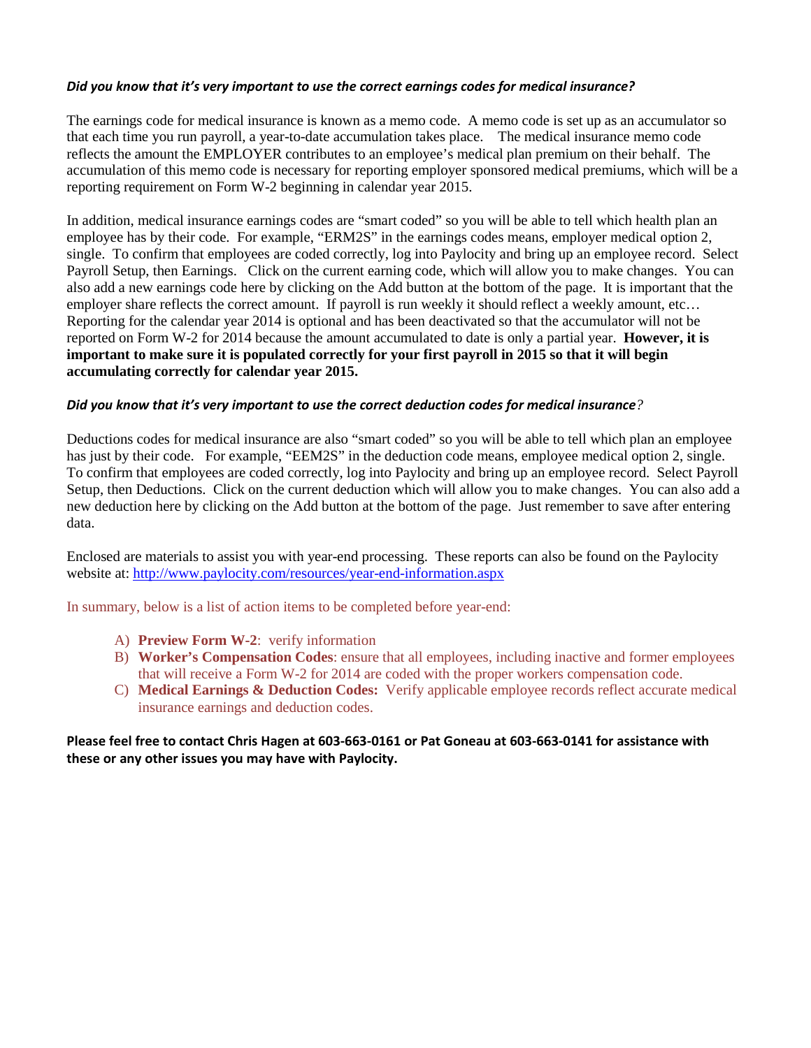***Did you know that it's very important to use the correct earnings codes for medical insurance?***

The earnings code for medical insurance is known as a memo code. A memo code is set up as an accumulator so that each time you run payroll, a year-to-date accumulation takes place. The medical insurance memo code reflects the amount the EMPLOYER contributes to an employee's medical plan premium on their behalf. The accumulation of this memo code is necessary for reporting employer sponsored medical premiums, which will be a reporting requirement on Form W-2 beginning in calendar year 2015.

In addition, medical insurance earnings codes are "smart coded" so you will be able to tell which health plan an employee has by their code. For example, "ERM2S" in the earnings codes means, employer medical option 2, single. To confirm that employees are coded correctly, log into Paylocity and bring up an employee record. Select Payroll Setup, then Earnings. Click on the current earning code, which will allow you to make changes. You can also add a new earnings code here by clicking on the Add button at the bottom of the page. It is important that the employer share reflects the correct amount. If payroll is run weekly it should reflect a weekly amount, etc… Reporting for the calendar year 2014 is optional and has been deactivated so that the accumulator will not be reported on Form W-2 for 2014 because the amount accumulated to date is only a partial year. **However, it is important to make sure it is populated correctly for your first payroll in 2015 so that it will begin accumulating correctly for calendar year 2015.**

***Did you know that it's very important to use the correct deduction codes for medical insurance?***

Deductions codes for medical insurance are also "smart coded" so you will be able to tell which plan an employee has just by their code. For example, "EEM2S" in the deduction code means, employee medical option 2, single. To confirm that employees are coded correctly, log into Paylocity and bring up an employee record. Select Payroll Setup, then Deductions. Click on the current deduction which will allow you to make changes. You can also add a new deduction here by clicking on the Add button at the bottom of the page. Just remember to save after entering data.

Enclosed are materials to assist you with year-end processing. These reports can also be found on the Paylocity website at: http://www.paylocity.com/resources/year-end-information.aspx

In summary, below is a list of action items to be completed before year-end:

A) **Preview Form W-2**: verify information
B) **Worker's Compensation Codes**: ensure that all employees, including inactive and former employees that will receive a Form W-2 for 2014 are coded with the proper workers compensation code.
C) **Medical Earnings & Deduction Codes:** Verify applicable employee records reflect accurate medical insurance earnings and deduction codes.

**Please feel free to contact Chris Hagen at 603-663-0161 or Pat Goneau at 603-663-0141 for assistance with these or any other issues you may have with Paylocity.**